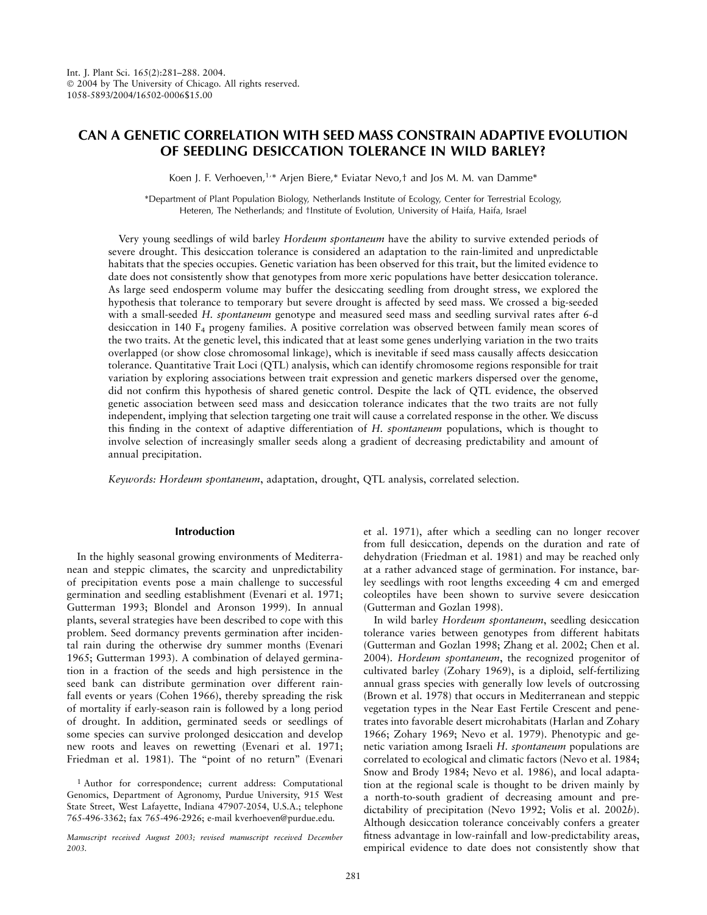Int. J. Plant Sci. 165(2):281–288. 2004.
© 2004 by The University of Chicago. All rights reserved.
1058-5893/2004/16502-0006$15.00

# CAN A GENETIC CORRELATION WITH SEED MASS CONSTRAIN ADAPTIVE EVOLUTION OF SEEDLING DESICCATION TOLERANCE IN WILD BARLEY?

Koen J. F. Verhoeven,[1,*] Arjen Biere,[*] Eviatar Nevo,[†] and Jos M. M. van Damme[*]

[*]Department of Plant Population Biology, Netherlands Institute of Ecology, Center for Terrestrial Ecology, Heteren, The Netherlands; and [†]Institute of Evolution, University of Haifa, Haifa, Israel

Very young seedlings of wild barley *Hordeum spontaneum* have the ability to survive extended periods of severe drought. This desiccation tolerance is considered an adaptation to the rain-limited and unpredictable habitats that the species occupies. Genetic variation has been observed for this trait, but the limited evidence to date does not consistently show that genotypes from more xeric populations have better desiccation tolerance. As large seed endosperm volume may buffer the desiccating seedling from drought stress, we explored the hypothesis that tolerance to temporary but severe drought is affected by seed mass. We crossed a big-seeded with a small-seeded *H. spontaneum* genotype and measured seed mass and seedling survival rates after 6-d desiccation in 140 $F_4$ progeny families. A positive correlation was observed between family mean scores of the two traits. At the genetic level, this indicated that at least some genes underlying variation in the two traits overlapped (or show close chromosomal linkage), which is inevitable if seed mass causally affects desiccation tolerance. Quantitative Trait Loci (QTL) analysis, which can identify chromosome regions responsible for trait variation by exploring associations between trait expression and genetic markers dispersed over the genome, did not confirm this hypothesis of shared genetic control. Despite the lack of QTL evidence, the observed genetic association between seed mass and desiccation tolerance indicates that the two traits are not fully independent, implying that selection targeting one trait will cause a correlated response in the other. We discuss this finding in the context of adaptive differentiation of *H. spontaneum* populations, which is thought to involve selection of increasingly smaller seeds along a gradient of decreasing predictability and amount of annual precipitation.

*Keywords: Hordeum spontaneum*, adaptation, drought, QTL analysis, correlated selection.

## Introduction

In the highly seasonal growing environments of Mediterranean and steppic climates, the scarcity and unpredictability of precipitation events pose a main challenge to successful germination and seedling establishment (Evenari et al. 1971; Gutterman 1993; Blondel and Aronson 1999). In annual plants, several strategies have been described to cope with this problem. Seed dormancy prevents germination after incidental rain during the otherwise dry summer months (Evenari 1965; Gutterman 1993). A combination of delayed germination in a fraction of the seeds and high persistence in the seed bank can distribute germination over different rainfall events or years (Cohen 1966), thereby spreading the risk of mortality if early-season rain is followed by a long period of drought. In addition, germinated seeds or seedlings of some species can survive prolonged desiccation and develop new roots and leaves on rewetting (Evenari et al. 1971; Friedman et al. 1981). The "point of no return" (Evenari et al. 1971), after which a seedling can no longer recover from full desiccation, depends on the duration and rate of dehydration (Friedman et al. 1981) and may be reached only at a rather advanced stage of germination. For instance, barley seedlings with root lengths exceeding 4 cm and emerged coleoptiles have been shown to survive severe desiccation (Gutterman and Gozlan 1998).

In wild barley *Hordeum spontaneum*, seedling desiccation tolerance varies between genotypes from different habitats (Gutterman and Gozlan 1998; Zhang et al. 2002; Chen et al. 2004). *Hordeum spontaneum*, the recognized progenitor of cultivated barley (Zohary 1969), is a diploid, self-fertilizing annual grass species with generally low levels of outcrossing (Brown et al. 1978) that occurs in Mediterranean and steppic vegetation types in the Near East Fertile Crescent and penetrates into favorable desert microhabitats (Harlan and Zohary 1966; Zohary 1969; Nevo et al. 1979). Phenotypic and genetic variation among Israeli *H. spontaneum* populations are correlated to ecological and climatic factors (Nevo et al. 1984; Snow and Brody 1984; Nevo et al. 1986), and local adaptation at the regional scale is thought to be driven mainly by a north-to-south gradient of decreasing amount and predictability of precipitation (Nevo 1992; Volis et al. 2002*b*). Although desiccation tolerance conceivably confers a greater fitness advantage in low-rainfall and low-predictability areas, empirical evidence to date does not consistently show that

[1] Author for correspondence; current address: Computational Genomics, Department of Agronomy, Purdue University, 915 West State Street, West Lafayette, Indiana 47907-2054, U.S.A.; telephone 765-496-3362; fax 765-496-2926; e-mail kverhoeven@purdue.edu.

*Manuscript received August 2003; revised manuscript received December 2003.*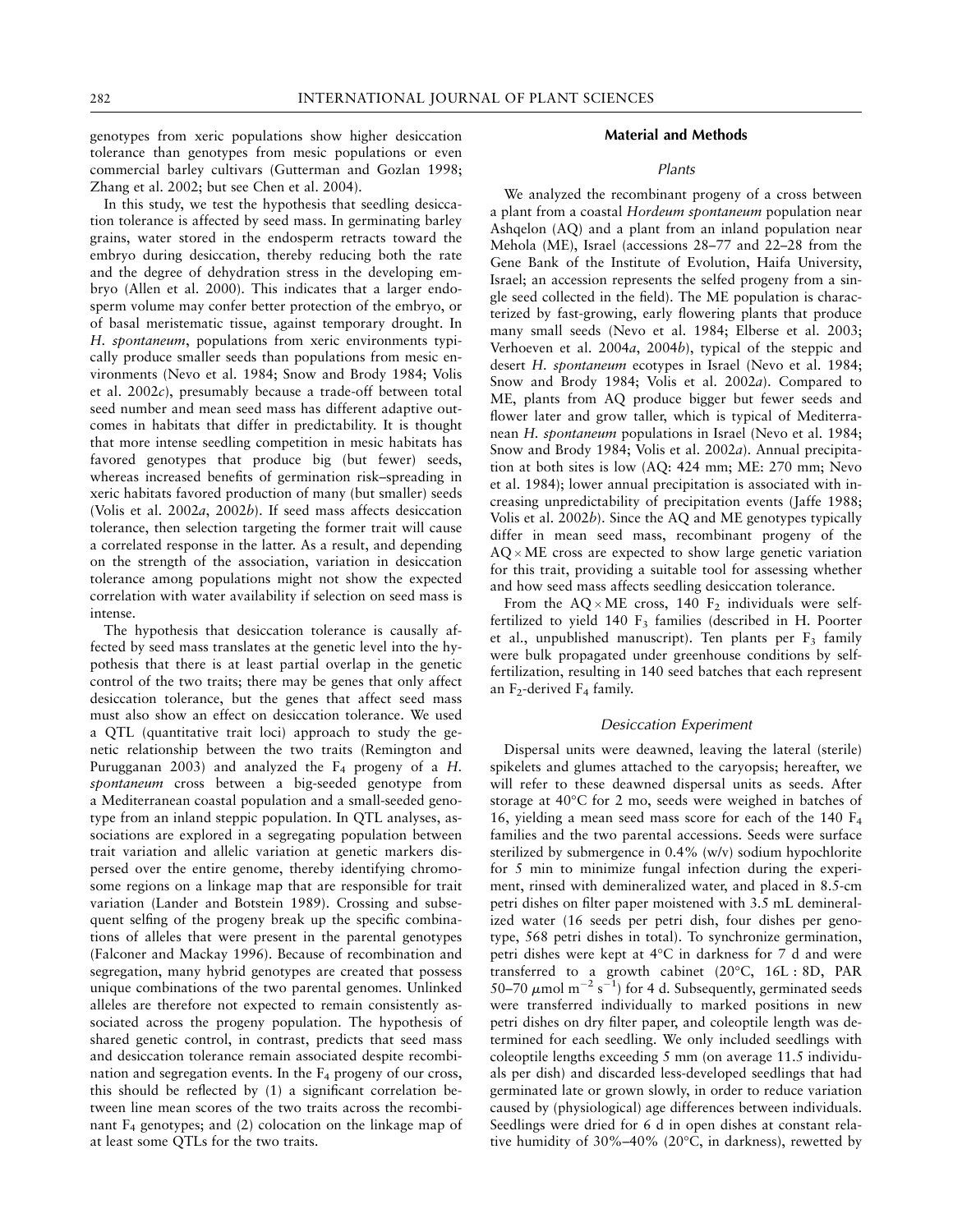genotypes from xeric populations show higher desiccation tolerance than genotypes from mesic populations or even commercial barley cultivars (Gutterman and Gozlan 1998; Zhang et al. 2002; but see Chen et al. 2004).

In this study, we test the hypothesis that seedling desiccation tolerance is affected by seed mass. In germinating barley grains, water stored in the endosperm retracts toward the embryo during desiccation, thereby reducing both the rate and the degree of dehydration stress in the developing embryo (Allen et al. 2000). This indicates that a larger endosperm volume may confer better protection of the embryo, or of basal meristematic tissue, against temporary drought. In *H. spontaneum*, populations from xeric environments typically produce smaller seeds than populations from mesic environments (Nevo et al. 1984; Snow and Brody 1984; Volis et al. 2002*c*), presumably because a trade-off between total seed number and mean seed mass has different adaptive outcomes in habitats that differ in predictability. It is thought that more intense seedling competition in mesic habitats has favored genotypes that produce big (but fewer) seeds, whereas increased benefits of germination risk–spreading in xeric habitats favored production of many (but smaller) seeds (Volis et al. 2002*a*, 2002*b*). If seed mass affects desiccation tolerance, then selection targeting the former trait will cause a correlated response in the latter. As a result, and depending on the strength of the association, variation in desiccation tolerance among populations might not show the expected correlation with water availability if selection on seed mass is intense.

The hypothesis that desiccation tolerance is causally affected by seed mass translates at the genetic level into the hypothesis that there is at least partial overlap in the genetic control of the two traits; there may be genes that only affect desiccation tolerance, but the genes that affect seed mass must also show an effect on desiccation tolerance. We used a QTL (quantitative trait loci) approach to study the genetic relationship between the two traits (Remington and Purugganan 2003) and analyzed the $F_4$ progeny of a *H. spontaneum* cross between a big-seeded genotype from a Mediterranean coastal population and a small-seeded genotype from an inland steppic population. In QTL analyses, associations are explored in a segregating population between trait variation and allelic variation at genetic markers dispersed over the entire genome, thereby identifying chromosome regions on a linkage map that are responsible for trait variation (Lander and Botstein 1989). Crossing and subsequent selfing of the progeny break up the specific combinations of alleles that were present in the parental genotypes (Falconer and Mackay 1996). Because of recombination and segregation, many hybrid genotypes are created that possess unique combinations of the two parental genomes. Unlinked alleles are therefore not expected to remain consistently associated across the progeny population. The hypothesis of shared genetic control, in contrast, predicts that seed mass and desiccation tolerance remain associated despite recombination and segregation events. In the $F_4$ progeny of our cross, this should be reflected by (1) a significant correlation between line mean scores of the two traits across the recombinant $F_4$ genotypes; and (2) colocation on the linkage map of at least some QTLs for the two traits.

## Material and Methods

### Plants

We analyzed the recombinant progeny of a cross between a plant from a coastal *Hordeum spontaneum* population near Ashqelon (AQ) and a plant from an inland population near Mehola (ME), Israel (accessions 28–77 and 22–28 from the Gene Bank of the Institute of Evolution, Haifa University, Israel; an accession represents the selfed progeny from a single seed collected in the field). The ME population is characterized by fast-growing, early flowering plants that produce many small seeds (Nevo et al. 1984; Elberse et al. 2003; Verhoeven et al. 2004*a*, 2004*b*), typical of the steppic and desert *H. spontaneum* ecotypes in Israel (Nevo et al. 1984; Snow and Brody 1984; Volis et al. 2002*a*). Compared to ME, plants from AQ produce bigger but fewer seeds and flower later and grow taller, which is typical of Mediterranean *H. spontaneum* populations in Israel (Nevo et al. 1984; Snow and Brody 1984; Volis et al. 2002*a*). Annual precipitation at both sites is low (AQ: 424 mm; ME: 270 mm; Nevo et al. 1984); lower annual precipitation is associated with increasing unpredictability of precipitation events (Jaffe 1988; Volis et al. 2002*b*). Since the AQ and ME genotypes typically differ in mean seed mass, recombinant progeny of the AQ × ME cross are expected to show large genetic variation for this trait, providing a suitable tool for assessing whether and how seed mass affects seedling desiccation tolerance.

From the AQ × ME cross, 140 $F_2$ individuals were self-fertilized to yield 140 $F_3$ families (described in H. Poorter et al., unpublished manuscript). Ten plants per $F_3$ family were bulk propagated under greenhouse conditions by self-fertilization, resulting in 140 seed batches that each represent an $F_2$-derived $F_4$ family.

### Desiccation Experiment

Dispersal units were deawned, leaving the lateral (sterile) spikelets and glumes attached to the caryopsis; hereafter, we will refer to these deawned dispersal units as seeds. After storage at 40°C for 2 mo, seeds were weighed in batches of 16, yielding a mean seed mass score for each of the 140 $F_4$ families and the two parental accessions. Seeds were surface sterilized by submergence in 0.4% (w/v) sodium hypochlorite for 5 min to minimize fungal infection during the experiment, rinsed with demineralized water, and placed in 8.5-cm petri dishes on filter paper moistened with 3.5 mL demineralized water (16 seeds per petri dish, four dishes per genotype, 568 petri dishes in total). To synchronize germination, petri dishes were kept at 4°C in darkness for 7 d and were transferred to a growth cabinet (20°C, 16L : 8D, PAR 50–70 $\mu$mol m$^{-2}$ s$^{-1}$) for 4 d. Subsequently, germinated seeds were transferred individually to marked positions in new petri dishes on dry filter paper, and coleoptile length was determined for each seedling. We only included seedlings with coleoptile lengths exceeding 5 mm (on average 11.5 individuals per dish) and discarded less-developed seedlings that had germinated late or grown slowly, in order to reduce variation caused by (physiological) age differences between individuals. Seedlings were dried for 6 d in open dishes at constant relative humidity of 30%–40% (20°C, in darkness), rewetted by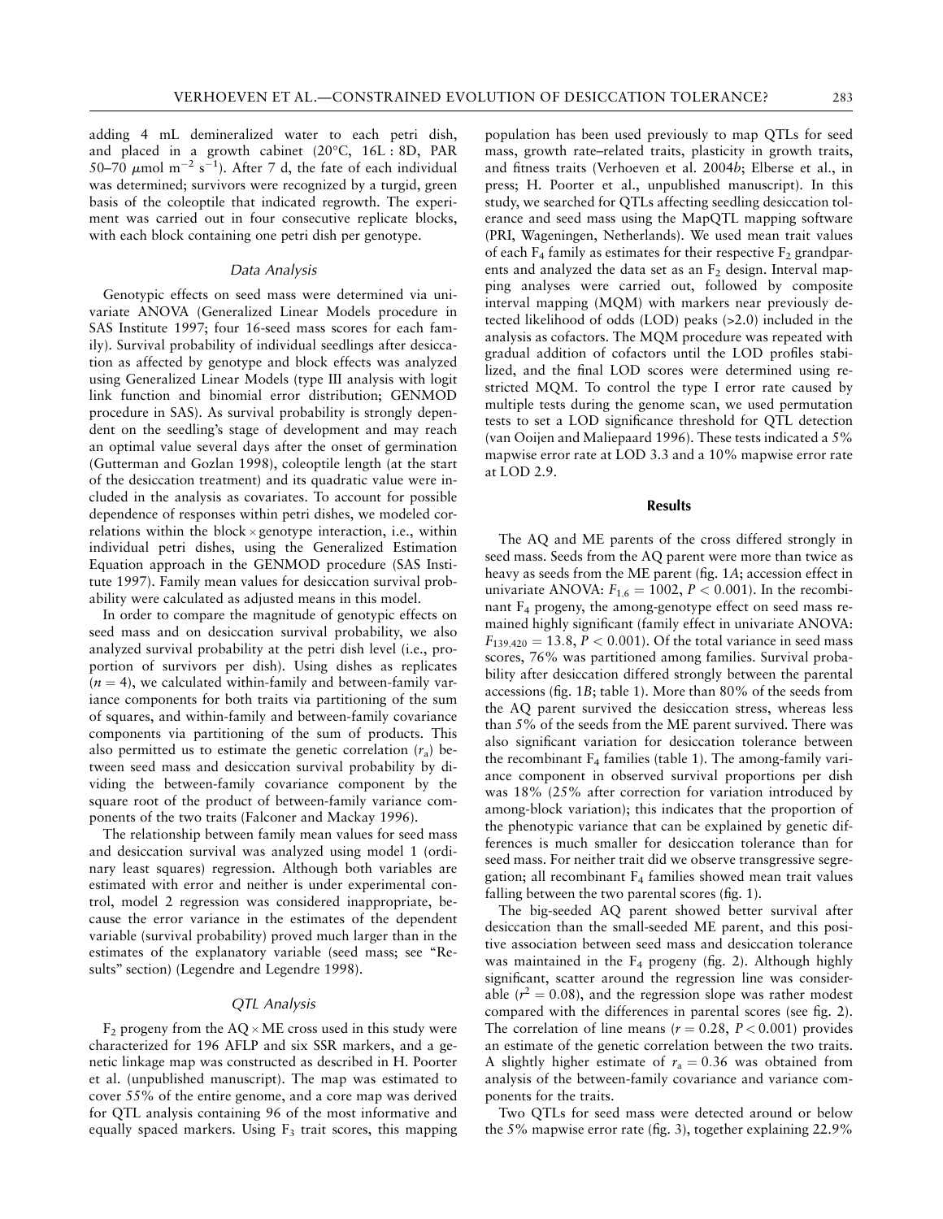adding 4 mL demineralized water to each petri dish, and placed in a growth cabinet (20°C, 16L : 8D, PAR 50–70 $\mu$mol m$^{-2}$ s$^{-1}$). After 7 d, the fate of each individual was determined; survivors were recognized by a turgid, green basis of the coleoptile that indicated regrowth. The experiment was carried out in four consecutive replicate blocks, with each block containing one petri dish per genotype.

### *Data Analysis*

Genotypic effects on seed mass were determined via univariate ANOVA (Generalized Linear Models procedure in SAS Institute 1997; four 16-seed mass scores for each family). Survival probability of individual seedlings after desiccation as affected by genotype and block effects was analyzed using Generalized Linear Models (type III analysis with logit link function and binomial error distribution; GENMOD procedure in SAS). As survival probability is strongly dependent on the seedling's stage of development and may reach an optimal value several days after the onset of germination (Gutterman and Gozlan 1998), coleoptile length (at the start of the desiccation treatment) and its quadratic value were included in the analysis as covariates. To account for possible dependence of responses within petri dishes, we modeled correlations within the block × genotype interaction, i.e., within individual petri dishes, using the Generalized Estimation Equation approach in the GENMOD procedure (SAS Institute 1997). Family mean values for desiccation survival probability were calculated as adjusted means in this model.

In order to compare the magnitude of genotypic effects on seed mass and on desiccation survival probability, we also analyzed survival probability at the petri dish level (i.e., proportion of survivors per dish). Using dishes as replicates ($n = 4$), we calculated within-family and between-family variance components for both traits via partitioning of the sum of squares, and within-family and between-family covariance components via partitioning of the sum of products. This also permitted us to estimate the genetic correlation ($r_a$) between seed mass and desiccation survival probability by dividing the between-family covariance component by the square root of the product of between-family variance components of the two traits (Falconer and Mackay 1996).

The relationship between family mean values for seed mass and desiccation survival was analyzed using model 1 (ordinary least squares) regression. Although both variables are estimated with error and neither is under experimental control, model 2 regression was considered inappropriate, because the error variance in the estimates of the dependent variable (survival probability) proved much larger than in the estimates of the explanatory variable (seed mass; see "Results" section) (Legendre and Legendre 1998).

### *QTL Analysis*

$F_2$ progeny from the AQ × ME cross used in this study were characterized for 196 AFLP and six SSR markers, and a genetic linkage map was constructed as described in H. Poorter et al. (unpublished manuscript). The map was estimated to cover 55% of the entire genome, and a core map was derived for QTL analysis containing 96 of the most informative and equally spaced markers. Using $F_3$ trait scores, this mapping population has been used previously to map QTLs for seed mass, growth rate–related traits, plasticity in growth traits, and fitness traits (Verhoeven et al. 2004*b*; Elberse et al., in press; H. Poorter et al., unpublished manuscript). In this study, we searched for QTLs affecting seedling desiccation tolerance and seed mass using the MapQTL mapping software (PRI, Wageningen, Netherlands). We used mean trait values of each $F_4$ family as estimates for their respective $F_2$ grandparents and analyzed the data set as an $F_2$ design. Interval mapping analyses were carried out, followed by composite interval mapping (MQM) with markers near previously detected likelihood of odds (LOD) peaks (>2.0) included in the analysis as cofactors. The MQM procedure was repeated with gradual addition of cofactors until the LOD profiles stabilized, and the final LOD scores were determined using restricted MQM. To control the type I error rate caused by multiple tests during the genome scan, we used permutation tests to set a LOD significance threshold for QTL detection (van Ooijen and Maliepaard 1996). These tests indicated a 5% mapwise error rate at LOD 3.3 and a 10% mapwise error rate at LOD 2.9.

## Results

The AQ and ME parents of the cross differed strongly in seed mass. Seeds from the AQ parent were more than twice as heavy as seeds from the ME parent (fig. 1*A*; accession effect in univariate ANOVA: $F_{1,6} = 1002$, $P < 0.001$). In the recombinant $F_4$ progeny, the among-genotype effect on seed mass remained highly significant (family effect in univariate ANOVA: $F_{139,420} = 13.8$, $P < 0.001$). Of the total variance in seed mass scores, 76% was partitioned among families. Survival probability after desiccation differed strongly between the parental accessions (fig. 1*B*; table 1). More than 80% of the seeds from the AQ parent survived the desiccation stress, whereas less than 5% of the seeds from the ME parent survived. There was also significant variation for desiccation tolerance between the recombinant $F_4$ families (table 1). The among-family variance component in observed survival proportions per dish was 18% (25% after correction for variation introduced by among-block variation); this indicates that the proportion of the phenotypic variance that can be explained by genetic differences is much smaller for desiccation tolerance than for seed mass. For neither trait did we observe transgressive segregation; all recombinant $F_4$ families showed mean trait values falling between the two parental scores (fig. 1).

The big-seeded AQ parent showed better survival after desiccation than the small-seeded ME parent, and this positive association between seed mass and desiccation tolerance was maintained in the $F_4$ progeny (fig. 2). Although highly significant, scatter around the regression line was considerable ($r^2 = 0.08$), and the regression slope was rather modest compared with the differences in parental scores (see fig. 2). The correlation of line means ($r = 0.28$, $P < 0.001$) provides an estimate of the genetic correlation between the two traits. A slightly higher estimate of $r_a = 0.36$ was obtained from analysis of the between-family covariance and variance components for the traits.

Two QTLs for seed mass were detected around or below the 5% mapwise error rate (fig. 3), together explaining 22.9%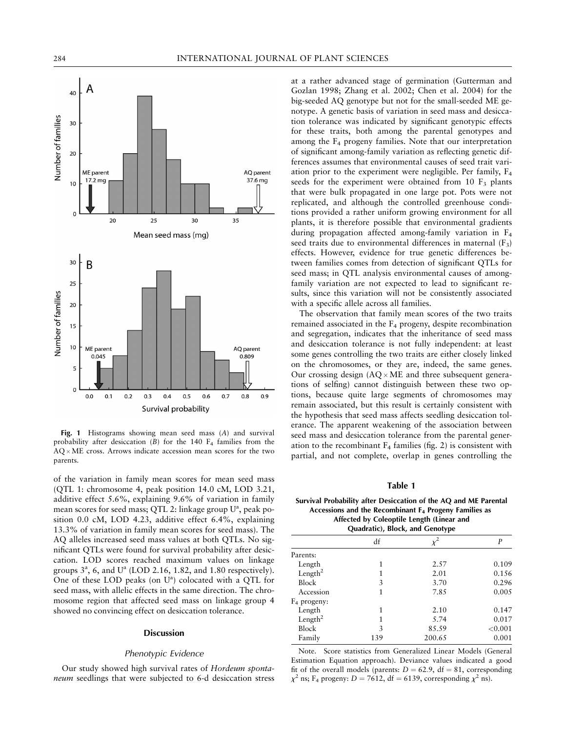**Fig. 1** Histograms showing mean seed mass (*A*) and survival probability after desiccation (*B*) for the 140 $F_4$ families from the AQ × ME cross. Arrows indicate accession mean scores for the two parents.

of the variation in family mean scores for mean seed mass (QTL 1: chromosome 4, peak position 14.0 cM, LOD 3.21, additive effect 5.6%, explaining 9.6% of variation in family mean scores for seed mass; QTL 2: linkage group U[a], peak position 0.0 cM, LOD 4.23, additive effect 6.4%, explaining 13.3% of variation in family mean scores for seed mass). The AQ alleles increased seed mass values at both QTLs. No significant QTLs were found for survival probability after desiccation. LOD scores reached maximum values on linkage groups 3[a], 6, and U[a] (LOD 2.16, 1.82, and 1.80 respectively). One of these LOD peaks (on U[a]) colocated with a QTL for seed mass, with allelic effects in the same direction. The chromosome region that affected seed mass on linkage group 4 showed no convincing effect on desiccation tolerance.

## Discussion

### *Phenotypic Evidence*

Our study showed high survival rates of *Hordeum spontaneum* seedlings that were subjected to 6-d desiccation stress at a rather advanced stage of germination (Gutterman and Gozlan 1998; Zhang et al. 2002; Chen et al. 2004) for the big-seeded AQ genotype but not for the small-seeded ME genotype. A genetic basis of variation in seed mass and desiccation tolerance was indicated by significant genotypic effects for these traits, both among the parental genotypes and among the $F_4$ progeny families. Note that our interpretation of significant among-family variation as reflecting genetic differences assumes that environmental causes of seed trait variation prior to the experiment were negligible. Per family, $F_4$ seeds for the experiment were obtained from 10 $F_3$ plants that were bulk propagated in one large pot. Pots were not replicated, and although the controlled greenhouse conditions provided a rather uniform growing environment for all plants, it is therefore possible that environmental gradients during propagation affected among-family variation in $F_4$ seed traits due to environmental differences in maternal ($F_3$) effects. However, evidence for true genetic differences between families comes from detection of significant QTLs for seed mass; in QTL analysis environmental causes of among-family variation are not expected to lead to significant results, since this variation will not be consistently associated with a specific allele across all families.

The observation that family mean scores of the two traits remained associated in the $F_4$ progeny, despite recombination and segregation, indicates that the inheritance of seed mass and desiccation tolerance is not fully independent: at least some genes controlling the two traits are either closely linked on the chromosomes, or they are, indeed, the same genes. Our crossing design (AQ × ME and three subsequent generations of selfing) cannot distinguish between these two options, because quite large segments of chromosomes may remain associated, but this result is certainly consistent with the hypothesis that seed mass affects seedling desiccation tolerance. The apparent weakening of the association between seed mass and desiccation tolerance from the parental generation to the recombinant $F_4$ families (fig. 2) is consistent with partial, and not complete, overlap in genes controlling the

**Table 1**

**Survival Probability after Desiccation of the AQ and ME Parental Accessions and the Recombinant $F_4$ Progeny Families as Affected by Coleoptile Length (Linear and Quadratic), Block, and Genotype**

| | df | $\chi^2$ | *P* |
|---|---|---|---|
| Parents: | | | |
| Length | 1 | 2.57 | 0.109 |
| Length$^2$ | 1 | 2.01 | 0.156 |
| Block | 3 | 3.70 | 0.296 |
| Accession | 1 | 7.85 | 0.005 |
| $F_4$ progeny: | | | |
| Length | 1 | 2.10 | 0.147 |
| Length$^2$ | 1 | 5.74 | 0.017 |
| Block | 3 | 85.59 | <0.001 |
| Family | 139 | 200.65 | 0.001 |

Note. Score statistics from Generalized Linear Models (General Estimation Equation approach). Deviance values indicated a good fit of the overall models (parents: $D = 62.9$, df = 81, corresponding $\chi^2$ ns; $F_4$ progeny: $D = 7612$, df = 6139, corresponding $\chi^2$ ns).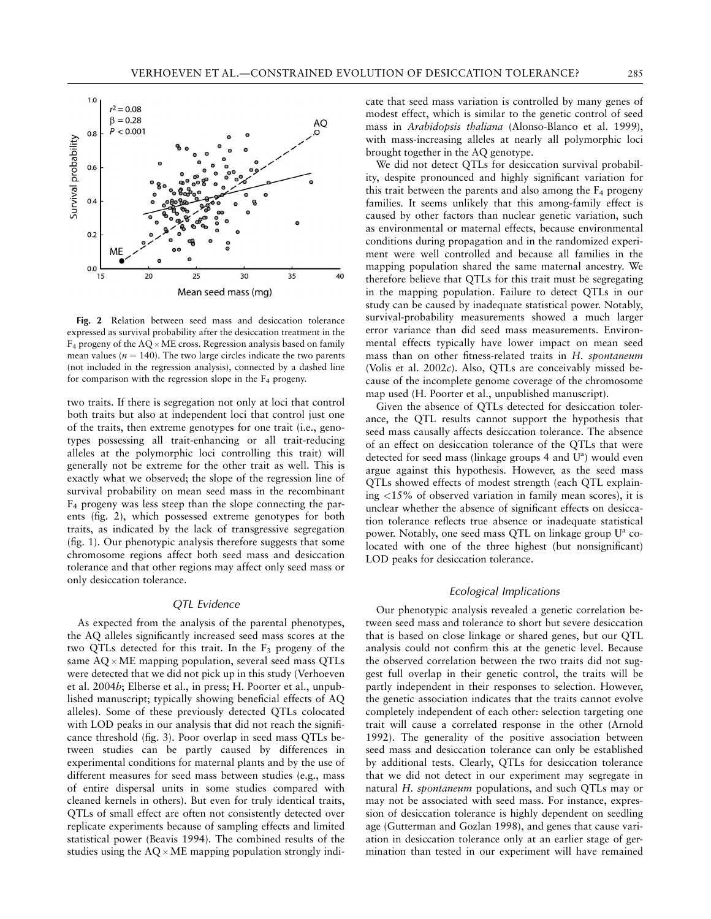Fig. 2 Relation between seed mass and desiccation tolerance expressed as survival probability after the desiccation treatment in the $F_4$ progeny of the AQ × ME cross. Regression analysis based on family mean values ($n = 140$). The two large circles indicate the two parents (not included in the regression analysis), connected by a dashed line for comparison with the regression slope in the $F_4$ progeny.

two traits. If there is segregation not only at loci that control both traits but also at independent loci that control just one of the traits, then extreme genotypes for one trait (i.e., genotypes possessing all trait-enhancing or all trait-reducing alleles at the polymorphic loci controlling this trait) will generally not be extreme for the other trait as well. This is exactly what we observed; the slope of the regression line of survival probability on mean seed mass in the recombinant $F_4$ progeny was less steep than the slope connecting the parents (fig. 2), which possessed extreme genotypes for both traits, as indicated by the lack of transgressive segregation (fig. 1). Our phenotypic analysis therefore suggests that some chromosome regions affect both seed mass and desiccation tolerance and that other regions may affect only seed mass or only desiccation tolerance.

### *QTL Evidence*

As expected from the analysis of the parental phenotypes, the AQ alleles significantly increased seed mass scores at the two QTLs detected for this trait. In the $F_3$ progeny of the same AQ × ME mapping population, several seed mass QTLs were detected that we did not pick up in this study (Verhoeven et al. 2004*b*; Elberse et al., in press; H. Poorter et al., unpublished manuscript; typically showing beneficial effects of AQ alleles). Some of these previously detected QTLs colocated with LOD peaks in our analysis that did not reach the significance threshold (fig. 3). Poor overlap in seed mass QTLs between studies can be partly caused by differences in experimental conditions for maternal plants and by the use of different measures for seed mass between studies (e.g., mass of entire dispersal units in some studies compared with cleaned kernels in others). But even for truly identical traits, QTLs of small effect are often not consistently detected over replicate experiments because of sampling effects and limited statistical power (Beavis 1994). The combined results of the studies using the AQ × ME mapping population strongly indicate that seed mass variation is controlled by many genes of modest effect, which is similar to the genetic control of seed mass in *Arabidopsis thaliana* (Alonso-Blanco et al. 1999), with mass-increasing alleles at nearly all polymorphic loci brought together in the AQ genotype.

We did not detect QTLs for desiccation survival probability, despite pronounced and highly significant variation for this trait between the parents and also among the $F_4$ progeny families. It seems unlikely that this among-family effect is caused by other factors than nuclear genetic variation, such as environmental or maternal effects, because environmental conditions during propagation and in the randomized experiment were well controlled and because all families in the mapping population shared the same maternal ancestry. We therefore believe that QTLs for this trait must be segregating in the mapping population. Failure to detect QTLs in our study can be caused by inadequate statistical power. Notably, survival-probability measurements showed a much larger error variance than did seed mass measurements. Environmental effects typically have lower impact on mean seed mass than on other fitness-related traits in *H. spontaneum* (Volis et al. 2002*c*). Also, QTLs are conceivably missed because of the incomplete genome coverage of the chromosome map used (H. Poorter et al., unpublished manuscript).

Given the absence of QTLs detected for desiccation tolerance, the QTL results cannot support the hypothesis that seed mass causally affects desiccation tolerance. The absence of an effect on desiccation tolerance of the QTLs that were detected for seed mass (linkage groups 4 and U[a]) would even argue against this hypothesis. However, as the seed mass QTLs showed effects of modest strength (each QTL explaining <15% of observed variation in family mean scores), it is unclear whether the absence of significant effects on desiccation tolerance reflects true absence or inadequate statistical power. Notably, one seed mass QTL on linkage group U[a] colocated with one of the three highest (but nonsignificant) LOD peaks for desiccation tolerance.

### *Ecological Implications*

Our phenotypic analysis revealed a genetic correlation between seed mass and tolerance to short but severe desiccation that is based on close linkage or shared genes, but our QTL analysis could not confirm this at the genetic level. Because the observed correlation between the two traits did not suggest full overlap in their genetic control, the traits will be partly independent in their responses to selection. However, the genetic association indicates that the traits cannot evolve completely independent of each other: selection targeting one trait will cause a correlated response in the other (Arnold 1992). The generality of the positive association between seed mass and desiccation tolerance can only be established by additional tests. Clearly, QTLs for desiccation tolerance that we did not detect in our experiment may segregate in natural *H. spontaneum* populations, and such QTLs may or may not be associated with seed mass. For instance, expression of desiccation tolerance is highly dependent on seedling age (Gutterman and Gozlan 1998), and genes that cause variation in desiccation tolerance only at an earlier stage of germination than tested in our experiment will have remained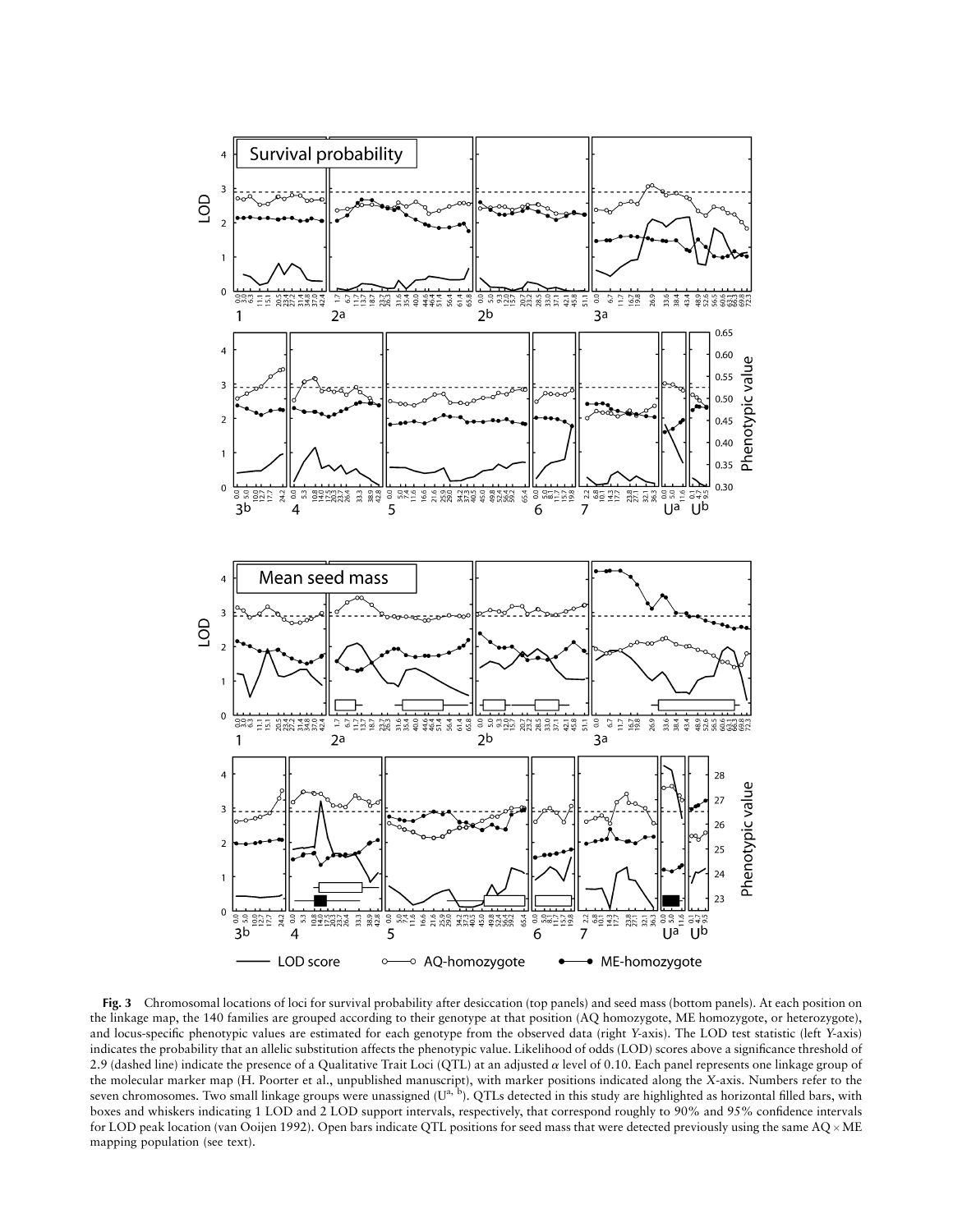**Fig. 3** Chromosomal locations of loci for survival probability after desiccation (top panels) and seed mass (bottom panels). At each position on the linkage map, the 140 families are grouped according to their genotype at that position (AQ homozygote, ME homozygote, or heterozygote), and locus-specific phenotypic values are estimated for each genotype from the observed data (right *Y*-axis). The LOD test statistic (left *Y*-axis) indicates the probability that an allelic substitution affects the phenotypic value. Likelihood of odds (LOD) scores above a significance threshold of 2.9 (dashed line) indicate the presence of a Qualitative Trait Loci (QTL) at an adjusted $\alpha$ level of 0.10. Each panel represents one linkage group of the molecular marker map (H. Poorter et al., unpublished manuscript), with marker positions indicated along the *X*-axis. Numbers refer to the seven chromosomes. Two small linkage groups were unassigned ($U^{a,\ b}$). QTLs detected in this study are highlighted as horizontal filled bars, with boxes and whiskers indicating 1 LOD and 2 LOD support intervals, respectively, that correspond roughly to 90% and 95% confidence intervals for LOD peak location (van Ooijen 1992). Open bars indicate QTL positions for seed mass that were detected previously using the same AQ × ME mapping population (see text).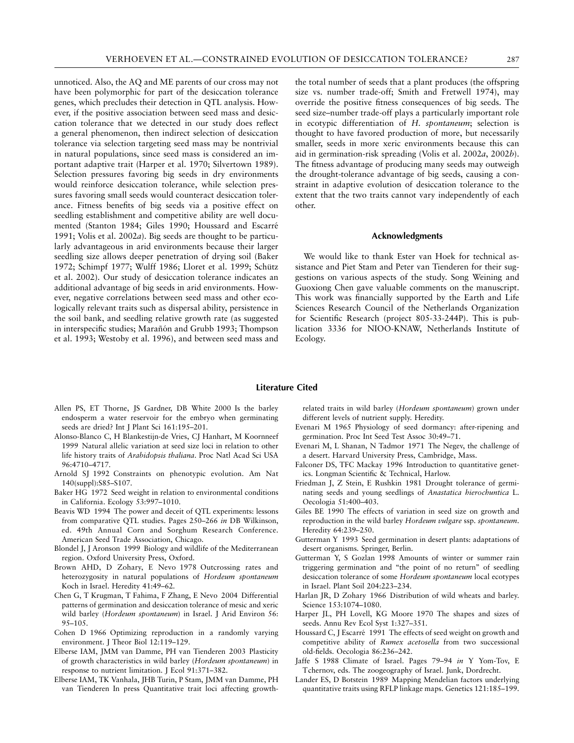unnoticed. Also, the AQ and ME parents of our cross may not have been polymorphic for part of the desiccation tolerance genes, which precludes their detection in QTL analysis. However, if the positive association between seed mass and desiccation tolerance that we detected in our study does reflect a general phenomenon, then indirect selection of desiccation tolerance via selection targeting seed mass may be nontrivial in natural populations, since seed mass is considered an important adaptive trait (Harper et al. 1970; Silvertown 1989). Selection pressures favoring big seeds in dry environments would reinforce desiccation tolerance, while selection pressures favoring small seeds would counteract desiccation tolerance. Fitness benefits of big seeds via a positive effect on seedling establishment and competitive ability are well documented (Stanton 1984; Giles 1990; Houssard and Escarré 1991; Volis et al. 2002*a*). Big seeds are thought to be particularly advantageous in arid environments because their larger seedling size allows deeper penetration of drying soil (Baker 1972; Schimpf 1977; Wulff 1986; Lloret et al. 1999; Schütz et al. 2002). Our study of desiccation tolerance indicates an additional advantage of big seeds in arid environments. However, negative correlations between seed mass and other ecologically relevant traits such as dispersal ability, persistence in the soil bank, and seedling relative growth rate (as suggested in interspecific studies; Marañón and Grubb 1993; Thompson et al. 1993; Westoby et al. 1996), and between seed mass and the total number of seeds that a plant produces (the offspring size vs. number trade-off; Smith and Fretwell 1974), may override the positive fitness consequences of big seeds. The seed size–number trade-off plays a particularly important role in ecotypic differentiation of *H. spontaneum*; selection is thought to have favored production of more, but necessarily smaller, seeds in more xeric environments because this can aid in germination-risk spreading (Volis et al. 2002*a*, 2002*b*). The fitness advantage of producing many seeds may outweigh the drought-tolerance advantage of big seeds, causing a constraint in adaptive evolution of desiccation tolerance to the extent that the two traits cannot vary independently of each other.

## Acknowledgments

We would like to thank Ester van Hoek for technical assistance and Piet Stam and Peter van Tienderen for their suggestions on various aspects of the study. Song Weining and Guoxiong Chen gave valuable comments on the manuscript. This work was financially supported by the Earth and Life Sciences Research Council of the Netherlands Organization for Scientific Research (project 805-33-244P). This is publication 3336 for NIOO-KNAW, Netherlands Institute of Ecology.

## Literature Cited

Allen PS, ET Thorne, JS Gardner, DB White 2000 Is the barley endosperm a water reservoir for the embryo when germinating seeds are dried? Int J Plant Sci 161:195–201.

Alonso-Blanco C, H Blankestijn-de Vries, CJ Hanhart, M Koornneef 1999 Natural allelic variation at seed size loci in relation to other life history traits of *Arabidopsis thaliana*. Proc Natl Acad Sci USA 96:4710–4717.

Arnold SJ 1992 Constraints on phenotypic evolution. Am Nat 140(suppl):S85–S107.

Baker HG 1972 Seed weight in relation to environmental conditions in California. Ecology 53:997–1010.

Beavis WD 1994 The power and deceit of QTL experiments: lessons from comparative QTL studies. Pages 250–266 *in* DB Wilkinson, ed. 49th Annual Corn and Sorghum Research Conference. American Seed Trade Association, Chicago.

Blondel J, J Aronson 1999 Biology and wildlife of the Mediterranean region. Oxford University Press, Oxford.

Brown AHD, D Zohary, E Nevo 1978 Outcrossing rates and heterozygosity in natural populations of *Hordeum spontaneum* Koch in Israel. Heredity 41:49–62.

Chen G, T Krugman, T Fahima, F Zhang, E Nevo 2004 Differential patterns of germination and desiccation tolerance of mesic and xeric wild barley (*Hordeum spontaneum*) in Israel. J Arid Environ 56: 95–105.

Cohen D 1966 Optimizing reproduction in a randomly varying environment. J Theor Biol 12:119–129.

Elberse IAM, JMM van Damme, PH van Tienderen 2003 Plasticity of growth characteristics in wild barley (*Hordeum spontaneum*) in response to nutrient limitation. J Ecol 91:371–382.

Elberse IAM, TK Vanhala, JHB Turin, P Stam, JMM van Damme, PH van Tienderen In press Quantitative trait loci affecting growth-related traits in wild barley (*Hordeum spontaneum*) grown under different levels of nutrient supply. Heredity.

Evenari M 1965 Physiology of seed dormancy: after-ripening and germination. Proc Int Seed Test Assoc 30:49–71.

Evenari M, L Shanan, N Tadmor 1971 The Negev, the challenge of a desert. Harvard University Press, Cambridge, Mass.

Falconer DS, TFC Mackay 1996 Introduction to quantitative genetics. Longman Scientific & Technical, Harlow.

Friedman J, Z Stein, E Rushkin 1981 Drought tolerance of germinating seeds and young seedlings of *Anastatica hierochuntica* L. Oecologia 51:400–403.

Giles BE 1990 The effects of variation in seed size on growth and reproduction in the wild barley *Hordeum vulgare* ssp. *spontaneum*. Heredity 64:239–250.

Gutterman Y 1993 Seed germination in desert plants: adaptations of desert organisms. Springer, Berlin.

Gutterman Y, S Gozlan 1998 Amounts of winter or summer rain triggering germination and "the point of no return" of seedling desiccation tolerance of some *Hordeum spontaneum* local ecotypes in Israel. Plant Soil 204:223–234.

Harlan JR, D Zohary 1966 Distribution of wild wheats and barley. Science 153:1074–1080.

Harper JL, PH Lovell, KG Moore 1970 The shapes and sizes of seeds. Annu Rev Ecol Syst 1:327–351.

Houssard C, J Escarré 1991 The effects of seed weight on growth and competitive ability of *Rumex acetosella* from two successional old-fields. Oecologia 86:236–242.

Jaffe S 1988 Climate of Israel. Pages 79–94 *in* Y Yom-Tov, E Tchernov, eds. The zoogeography of Israel. Junk, Dordrecht.

Lander ES, D Botstein 1989 Mapping Mendelian factors underlying quantitative traits using RFLP linkage maps. Genetics 121:185–199.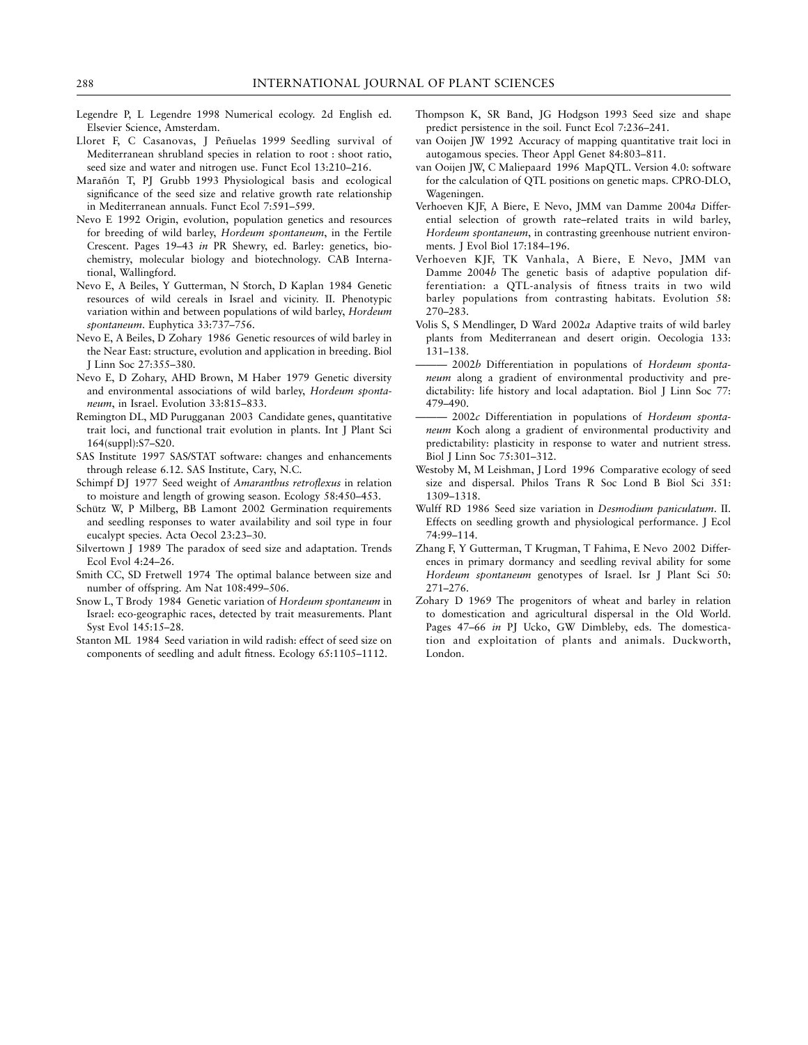Legendre P, L Legendre 1998 Numerical ecology. 2d English ed. Elsevier Science, Amsterdam.

Lloret F, C Casanovas, J Peñuelas 1999 Seedling survival of Mediterranean shrubland species in relation to root : shoot ratio, seed size and water and nitrogen use. Funct Ecol 13:210–216.

Marañón T, PJ Grubb 1993 Physiological basis and ecological significance of the seed size and relative growth rate relationship in Mediterranean annuals. Funct Ecol 7:591–599.

Nevo E 1992 Origin, evolution, population genetics and resources for breeding of wild barley, *Hordeum spontaneum*, in the Fertile Crescent. Pages 19–43 *in* PR Shewry, ed. Barley: genetics, biochemistry, molecular biology and biotechnology. CAB International, Wallingford.

Nevo E, A Beiles, Y Gutterman, N Storch, D Kaplan 1984 Genetic resources of wild cereals in Israel and vicinity. II. Phenotypic variation within and between populations of wild barley, *Hordeum spontaneum*. Euphytica 33:737–756.

Nevo E, A Beiles, D Zohary 1986 Genetic resources of wild barley in the Near East: structure, evolution and application in breeding. Biol J Linn Soc 27:355–380.

Nevo E, D Zohary, AHD Brown, M Haber 1979 Genetic diversity and environmental associations of wild barley, *Hordeum spontaneum*, in Israel. Evolution 33:815–833.

Remington DL, MD Purugganan 2003 Candidate genes, quantitative trait loci, and functional trait evolution in plants. Int J Plant Sci 164(suppl):S7–S20.

SAS Institute 1997 SAS/STAT software: changes and enhancements through release 6.12. SAS Institute, Cary, N.C.

Schimpf DJ 1977 Seed weight of *Amaranthus retroflexus* in relation to moisture and length of growing season. Ecology 58:450–453.

Schütz W, P Milberg, BB Lamont 2002 Germination requirements and seedling responses to water availability and soil type in four eucalypt species. Acta Oecol 23:23–30.

Silvertown J 1989 The paradox of seed size and adaptation. Trends Ecol Evol 4:24–26.

Smith CC, SD Fretwell 1974 The optimal balance between size and number of offspring. Am Nat 108:499–506.

Snow L, T Brody 1984 Genetic variation of *Hordeum spontaneum* in Israel: eco-geographic races, detected by trait measurements. Plant Syst Evol 145:15–28.

Stanton ML 1984 Seed variation in wild radish: effect of seed size on components of seedling and adult fitness. Ecology 65:1105–1112.

Thompson K, SR Band, JG Hodgson 1993 Seed size and shape predict persistence in the soil. Funct Ecol 7:236–241.

van Ooijen JW 1992 Accuracy of mapping quantitative trait loci in autogamous species. Theor Appl Genet 84:803–811.

van Ooijen JW, C Maliepaard 1996 MapQTL. Version 4.0: software for the calculation of QTL positions on genetic maps. CPRO-DLO, Wageningen.

Verhoeven KJF, A Biere, E Nevo, JMM van Damme 2004*a* Differential selection of growth rate–related traits in wild barley, *Hordeum spontaneum*, in contrasting greenhouse nutrient environments. J Evol Biol 17:184–196.

Verhoeven KJF, TK Vanhala, A Biere, E Nevo, JMM van Damme 2004*b* The genetic basis of adaptive population differentiation: a QTL-analysis of fitness traits in two wild barley populations from contrasting habitats. Evolution 58: 270–283.

Volis S, S Mendlinger, D Ward 2002*a* Adaptive traits of wild barley plants from Mediterranean and desert origin. Oecologia 133: 131–138.

——— 2002*b* Differentiation in populations of *Hordeum spontaneum* along a gradient of environmental productivity and predictability: life history and local adaptation. Biol J Linn Soc 77: 479–490.

——— 2002*c* Differentiation in populations of *Hordeum spontaneum* Koch along a gradient of environmental productivity and predictability: plasticity in response to water and nutrient stress. Biol J Linn Soc 75:301–312.

Westoby M, M Leishman, J Lord 1996 Comparative ecology of seed size and dispersal. Philos Trans R Soc Lond B Biol Sci 351: 1309–1318.

Wulff RD 1986 Seed size variation in *Desmodium paniculatum*. II. Effects on seedling growth and physiological performance. J Ecol 74:99–114.

Zhang F, Y Gutterman, T Krugman, T Fahima, E Nevo 2002 Differences in primary dormancy and seedling revival ability for some *Hordeum spontaneum* genotypes of Israel. Isr J Plant Sci 50: 271–276.

Zohary D 1969 The progenitors of wheat and barley in relation to domestication and agricultural dispersal in the Old World. Pages 47–66 *in* PJ Ucko, GW Dimbleby, eds. The domestication and exploitation of plants and animals. Duckworth, London.